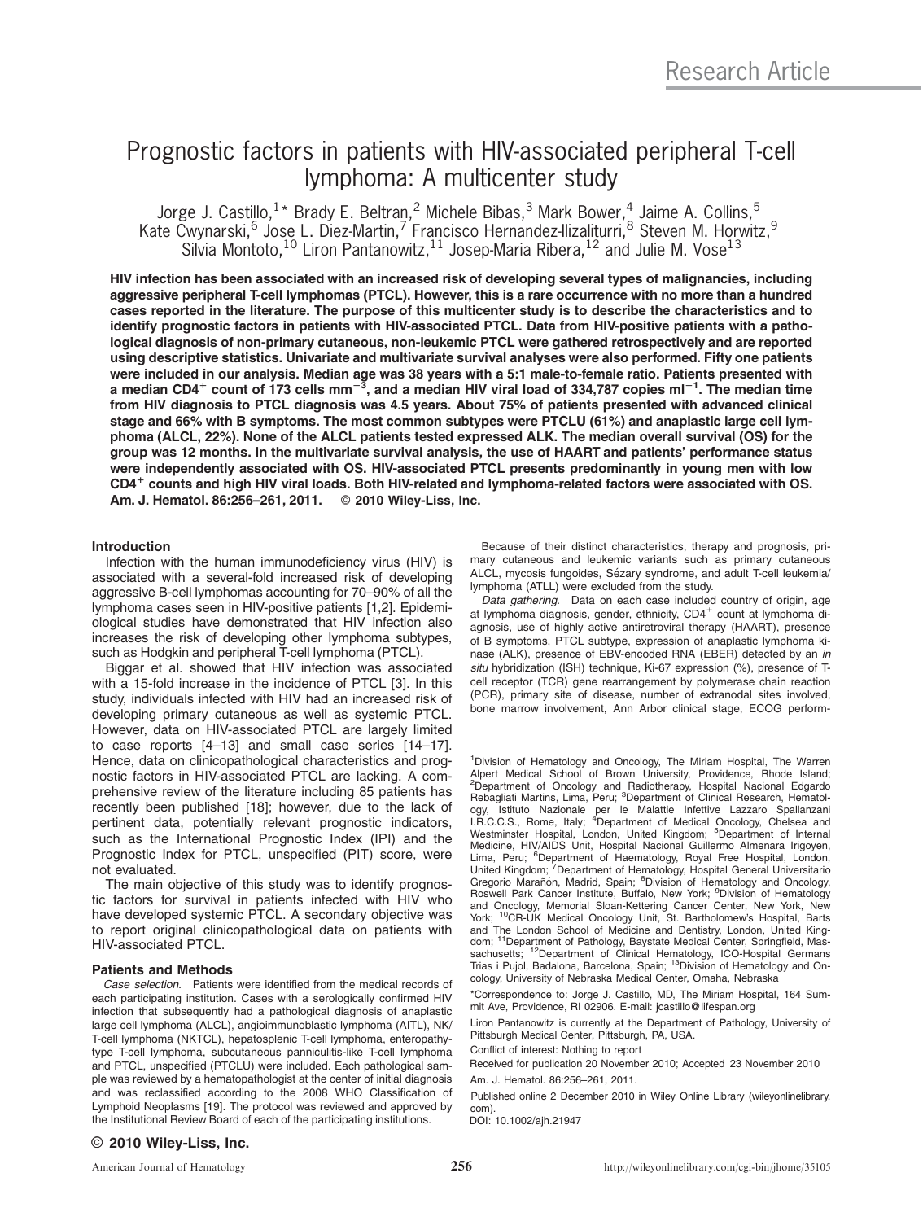Research Article

# Prognostic factors in patients with HIV-associated peripheral T-cell lymphoma: A multicenter study

Jorge J. Castillo,[1]* Brady E. Beltran,[2] Michele Bibas,[3] Mark Bower,[4] Jaime A. Collins,[5] Kate Cwynarski,[6] Jose L. Diez-Martin,[7] Francisco Hernandez-Ilizaliturri,[8] Steven M. Horwitz,[9] Silvia Montoto,[10] Liron Pantanowitz,[11] Josep-Maria Ribera,[12] and Julie M. Vose[13]

**HIV infection has been associated with an increased risk of developing several types of malignancies, including aggressive peripheral T-cell lymphomas (PTCL). However, this is a rare occurrence with no more than a hundred cases reported in the literature. The purpose of this multicenter study is to describe the characteristics and to identify prognostic factors in patients with HIV-associated PTCL. Data from HIV-positive patients with a pathological diagnosis of non-primary cutaneous, non-leukemic PTCL were gathered retrospectively and are reported using descriptive statistics. Univariate and multivariate survival analyses were also performed. Fifty one patients were included in our analysis. Median age was 38 years with a 5:1 male-to-female ratio. Patients presented with a median $CD4^+$ count of 173 cells $mm^{-3}$, and a median HIV viral load of 334,787 copies $ml^{-1}$. The median time from HIV diagnosis to PTCL diagnosis was 4.5 years. About 75% of patients presented with advanced clinical stage and 66% with B symptoms. The most common subtypes were PTCLU (61%) and anaplastic large cell lymphoma (ALCL, 22%). None of the ALCL patients tested expressed ALK. The median overall survival (OS) for the group was 12 months. In the multivariate survival analysis, the use of HAART and patients' performance status were independently associated with OS. HIV-associated PTCL presents predominantly in young men with low $CD4^+$ counts and high HIV viral loads. Both HIV-related and lymphoma-related factors were associated with OS. Am. J. Hematol. 86:256–261, 2011. © 2010 Wiley-Liss, Inc.**

## Introduction

Infection with the human immunodeficiency virus (HIV) is associated with a several-fold increased risk of developing aggressive B-cell lymphomas accounting for 70–90% of all the lymphoma cases seen in HIV-positive patients [1,2]. Epidemiological studies have demonstrated that HIV infection also increases the risk of developing other lymphoma subtypes, such as Hodgkin and peripheral T-cell lymphoma (PTCL).

Biggar et al. showed that HIV infection was associated with a 15-fold increase in the incidence of PTCL [3]. In this study, individuals infected with HIV had an increased risk of developing primary cutaneous as well as systemic PTCL. However, data on HIV-associated PTCL are largely limited to case reports [4–13] and small case series [14–17]. Hence, data on clinicopathological characteristics and prognostic factors in HIV-associated PTCL are lacking. A comprehensive review of the literature including 85 patients has recently been published [18]; however, due to the lack of pertinent data, potentially relevant prognostic indicators, such as the International Prognostic Index (IPI) and the Prognostic Index for PTCL, unspecified (PIT) score, were not evaluated.

The main objective of this study was to identify prognostic factors for survival in patients infected with HIV who have developed systemic PTCL. A secondary objective was to report original clinicopathological data on patients with HIV-associated PTCL.

## Patients and Methods

*Case selection.* Patients were identified from the medical records of each participating institution. Cases with a serologically confirmed HIV infection that subsequently had a pathological diagnosis of anaplastic large cell lymphoma (ALCL), angioimmunoblastic lymphoma (AITL), NK/T-cell lymphoma (NKTCL), hepatosplenic T-cell lymphoma, enteropathy-type T-cell lymphoma, subcutaneous panniculitis-like T-cell lymphoma and PTCL, unspecified (PTCLU) were included. Each pathological sample was reviewed by a hematopathologist at the center of initial diagnosis and was reclassified according to the 2008 WHO Classification of Lymphoid Neoplasms [19]. The protocol was reviewed and approved by the Institutional Review Board of each of the participating institutions.

Because of their distinct characteristics, therapy and prognosis, primary cutaneous and leukemic variants such as primary cutaneous ALCL, mycosis fungoides, Sézary syndrome, and adult T-cell leukemia/lymphoma (ATLL) were excluded from the study.

*Data gathering.* Data on each case included country of origin, age at lymphoma diagnosis, gender, ethnicity, $CD4^+$ count at lymphoma diagnosis, use of highly active antiretroviral therapy (HAART), presence of B symptoms, PTCL subtype, expression of anaplastic lymphoma kinase (ALK), presence of EBV-encoded RNA (EBER) detected by an *in situ* hybridization (ISH) technique, Ki-67 expression (%), presence of T-cell receptor (TCR) gene rearrangement by polymerase chain reaction (PCR), primary site of disease, number of extranodal sites involved, bone marrow involvement, Ann Arbor clinical stage, ECOG perform-

[1]Division of Hematology and Oncology, The Miriam Hospital, The Warren Alpert Medical School of Brown University, Providence, Rhode Island; [2]Department of Oncology and Radiotherapy, Hospital Nacional Edgardo Rebagliati Martins, Lima, Peru; [3]Department of Clinical Research, Hematology, Istituto Nazionale per le Malattie Infettive Lazzaro Spallanzani I.R.C.C.S., Rome, Italy; [4]Department of Medical Oncology, Chelsea and Westminster Hospital, London, United Kingdom; [5]Department of Internal Medicine, HIV/AIDS Unit, Hospital Nacional Guillermo Almenara Irigoyen, Lima, Peru; [6]Department of Haematology, Royal Free Hospital, London, United Kingdom; [7]Department of Hematology, Hospital General Universitario Gregorio Marañón, Madrid, Spain; [8]Division of Hematology and Oncology, Roswell Park Cancer Institute, Buffalo, New York; [9]Division of Hematology and Oncology, Memorial Sloan-Kettering Cancer Center, New York, New York; [10]CR-UK Medical Oncology Unit, St. Bartholomew's Hospital, Barts and The London School of Medicine and Dentistry, London, United Kingdom; [11]Department of Pathology, Baystate Medical Center, Springfield, Massachusetts; [12]Department of Clinical Hematology, ICO-Hospital Germans Trias i Pujol, Badalona, Barcelona, Spain; [13]Division of Hematology and Oncology, University of Nebraska Medical Center, Omaha, Nebraska

*Correspondence to: Jorge J. Castillo, MD, The Miriam Hospital, 164 Summit Ave, Providence, RI 02906. E-mail: jcastillo@lifespan.org

Liron Pantanowitz is currently at the Department of Pathology, University of Pittsburgh Medical Center, Pittsburgh, PA, USA.

Conflict of interest: Nothing to report

Received for publication 20 November 2010; Accepted 23 November 2010

Am. J. Hematol. 86:256–261, 2011.

Published online 2 December 2010 in Wiley Online Library (wileyonlinelibrary.com).

DOI: 10.1002/ajh.21947

© 2010 Wiley-Liss, Inc.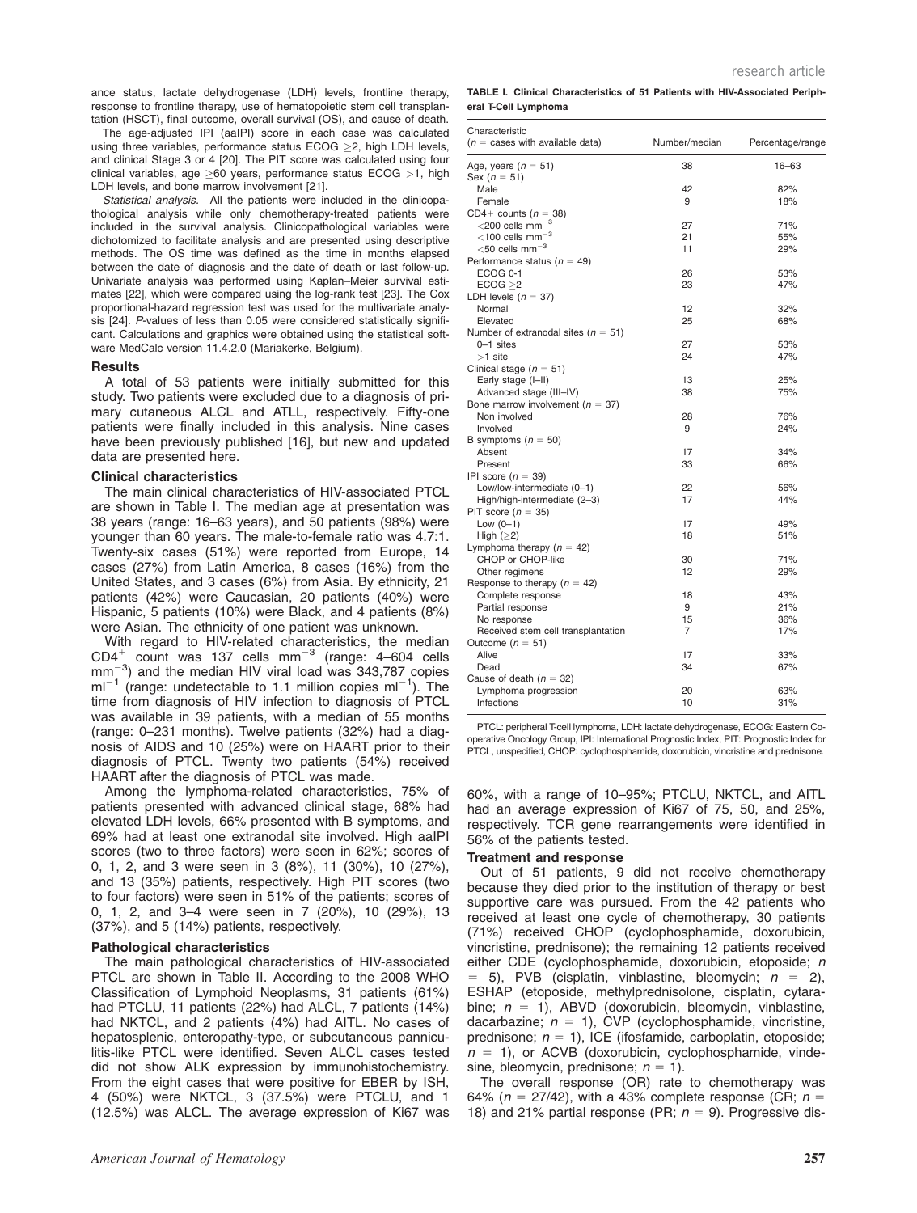ance status, lactate dehydrogenase (LDH) levels, frontline therapy, response to frontline therapy, use of hematopoietic stem cell transplantation (HSCT), final outcome, overall survival (OS), and cause of death.

The age-adjusted IPI (aaIPI) score in each case was calculated using three variables, performance status ECOG ≥2, high LDH levels, and clinical Stage 3 or 4 [20]. The PIT score was calculated using four clinical variables, age ≥60 years, performance status ECOG >1, high LDH levels, and bone marrow involvement [21].

*Statistical analysis.* All the patients were included in the clinicopathological analysis while only chemotherapy-treated patients were included in the survival analysis. Clinicopathological variables were dichotomized to facilitate analysis and are presented using descriptive methods. The OS time was defined as the time in months elapsed between the date of diagnosis and the date of death or last follow-up. Univariate analysis was performed using Kaplan–Meier survival estimates [22], which were compared using the log-rank test [23]. The Cox proportional-hazard regression test was used for the multivariate analysis [24]. P-values of less than 0.05 were considered statistically significant. Calculations and graphics were obtained using the statistical software MedCalc version 11.4.2.0 (Mariakerke, Belgium).

## Results

A total of 53 patients were initially submitted for this study. Two patients were excluded due to a diagnosis of primary cutaneous ALCL and ATLL, respectively. Fifty-one patients were finally included in this analysis. Nine cases have been previously published [16], but new and updated data are presented here.

### Clinical characteristics

The main clinical characteristics of HIV-associated PTCL are shown in Table I. The median age at presentation was 38 years (range: 16–63 years), and 50 patients (98%) were younger than 60 years. The male-to-female ratio was 4.7:1. Twenty-six cases (51%) were reported from Europe, 14 cases (27%) from Latin America, 8 cases (16%) from the United States, and 3 cases (6%) from Asia. By ethnicity, 21 patients (42%) were Caucasian, 20 patients (40%) were Hispanic, 5 patients (10%) were Black, and 4 patients (8%) were Asian. The ethnicity of one patient was unknown.

With regard to HIV-related characteristics, the median $CD4^{+}$ count was 137 cells $mm^{-3}$ (range: 4–604 cells $mm^{-3}$) and the median HIV viral load was 343,787 copies $ml^{-1}$ (range: undetectable to 1.1 million copies $ml^{-1}$). The time from diagnosis of HIV infection to diagnosis of PTCL was available in 39 patients, with a median of 55 months (range: 0–231 months). Twelve patients (32%) had a diagnosis of AIDS and 10 (25%) were on HAART prior to their diagnosis of PTCL. Twenty two patients (54%) received HAART after the diagnosis of PTCL was made.

Among the lymphoma-related characteristics, 75% of patients presented with advanced clinical stage, 68% had elevated LDH levels, 66% presented with B symptoms, and 69% had at least one extranodal site involved. High aaIPI scores (two to three factors) were seen in 62%; scores of 0, 1, 2, and 3 were seen in 3 (8%), 11 (30%), 10 (27%), and 13 (35%) patients, respectively. High PIT scores (two to four factors) were seen in 51% of the patients; scores of 0, 1, 2, and 3–4 were seen in 7 (20%), 10 (29%), 13 (37%), and 5 (14%) patients, respectively.

### Pathological characteristics

The main pathological characteristics of HIV-associated PTCL are shown in Table II. According to the 2008 WHO Classification of Lymphoid Neoplasms, 31 patients (61%) had PTCLU, 11 patients (22%) had ALCL, 7 patients (14%) had NKTCL, and 2 patients (4%) had AITL. No cases of hepatosplenic, enteropathy-type, or subcutaneous panniculitis-like PTCL were identified. Seven ALCL cases tested did not show ALK expression by immunohistochemistry. From the eight cases that were positive for EBER by ISH, 4 (50%) were NKTCL, 3 (37.5%) were PTCLU, and 1 (12.5%) was ALCL. The average expression of Ki67 was 60%, with a range of 10–95%; PTCLU, NKTCL, and AITL had an average expression of Ki67 of 75, 50, and 25%, respectively. TCR gene rearrangements were identified in 56% of the patients tested.

**TABLE I. Clinical Characteristics of 51 Patients with HIV-Associated Peripheral T-Cell Lymphoma**

| Characteristic (n = cases with available data) | Number/median | Percentage/range |
|---|---|---|
| Age, years (n = 51) | 38 | 16–63 |
| Sex (n = 51) | | |
| Male | 42 | 82% |
| Female | 9 | 18% |
| CD4+ counts (n = 38) | | |
| <200 cells $mm^{-3}$ | 27 | 71% |
| <100 cells $mm^{-3}$ | 21 | 55% |
| <50 cells $mm^{-3}$ | 11 | 29% |
| Performance status (n = 49) | | |
| ECOG 0-1 | 26 | 53% |
| ECOG ≥2 | 23 | 47% |
| LDH levels (n = 37) | | |
| Normal | 12 | 32% |
| Elevated | 25 | 68% |
| Number of extranodal sites (n = 51) | | |
| 0–1 sites | 27 | 53% |
| >1 site | 24 | 47% |
| Clinical stage (n = 51) | | |
| Early stage (I–II) | 13 | 25% |
| Advanced stage (III–IV) | 38 | 75% |
| Bone marrow involvement (n = 37) | | |
| Non involved | 28 | 76% |
| Involved | 9 | 24% |
| B symptoms (n = 50) | | |
| Absent | 17 | 34% |
| Present | 33 | 66% |
| IPI score (n = 39) | | |
| Low/low-intermediate (0–1) | 22 | 56% |
| High/high-intermediate (2–3) | 17 | 44% |
| PIT score (n = 35) | | |
| Low (0–1) | 17 | 49% |
| High (≥2) | 18 | 51% |
| Lymphoma therapy (n = 42) | | |
| CHOP or CHOP-like | 30 | 71% |
| Other regimens | 12 | 29% |
| Response to therapy (n = 42) | | |
| Complete response | 18 | 43% |
| Partial response | 9 | 21% |
| No response | 15 | 36% |
| Received stem cell transplantation | 7 | 17% |
| Outcome (n = 51) | | |
| Alive | 17 | 33% |
| Dead | 34 | 67% |
| Cause of death (n = 32) | | |
| Lymphoma progression | 20 | 63% |
| Infections | 10 | 31% |

PTCL: peripheral T-cell lymphoma, LDH: lactate dehydrogenase, ECOG: Eastern Cooperative Oncology Group, IPI: International Prognostic Index, PIT: Prognostic Index for PTCL, unspecified, CHOP: cyclophosphamide, doxorubicin, vincristine and prednisone.

### Treatment and response

Out of 51 patients, 9 did not receive chemotherapy because they died prior to the institution of therapy or best supportive care was pursued. From the 42 patients who received at least one cycle of chemotherapy, 30 patients (71%) received CHOP (cyclophosphamide, doxorubicin, vincristine, prednisone); the remaining 12 patients received either CDE (cyclophosphamide, doxorubicin, etoposide; n = 5), PVB (cisplatin, vinblastine, bleomycin; n = 2), ESHAP (etoposide, methylprednisolone, cisplatin, cytarabine; n = 1), ABVD (doxorubicin, bleomycin, vinblastine, dacarbazine; n = 1), CVP (cyclophosphamide, vincristine, prednisone; n = 1), ICE (ifosfamide, carboplatin, etoposide; n = 1), or ACVB (doxorubicin, cyclophosphamide, vindesine, bleomycin, prednisone; n = 1).

The overall response (OR) rate to chemotherapy was 64% (n = 27/42), with a 43% complete response (CR; n = 18) and 21% partial response (PR; n = 9). Progressive dis-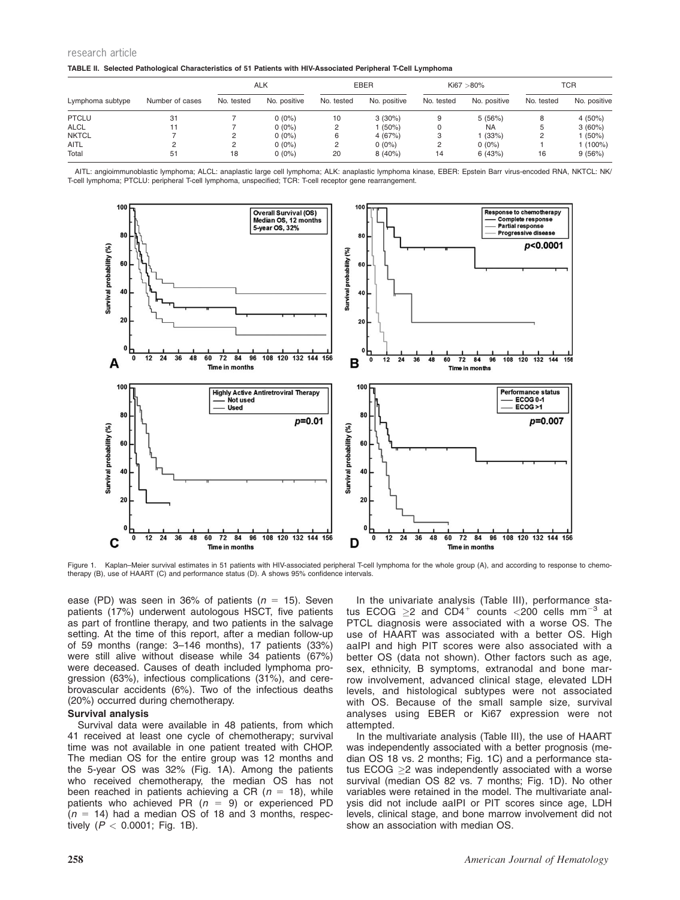TABLE II. Selected Pathological Characteristics of 51 Patients with HIV-Associated Peripheral T-Cell Lymphoma

| Lymphoma subtype | Number of cases | ALK | | EBER | | Ki67 >80% | | TCR | |
|---|---|---|---|---|---|---|---|---|---|
| | | No. tested | No. positive | No. tested | No. positive | No. tested | No. positive | No. tested | No. positive |
| PTCLU | 31 | 7 | 0 (0%) | 10 | 3 (30%) | 9 | 5 (56%) | 8 | 4 (50%) |
| ALCL | 11 | 7 | 0 (0%) | 2 | 1 (50%) | 0 | NA | 5 | 3 (60%) |
| NKTCL | 7 | 2 | 0 (0%) | 6 | 4 (67%) | 3 | 1 (33%) | 2 | 1 (50%) |
| AITL | 2 | 2 | 0 (0%) | 2 | 0 (0%) | 2 | 0 (0%) | 1 | 1 (100%) |
| Total | 51 | 18 | 0 (0%) | 20 | 8 (40%) | 14 | 6 (43%) | 16 | 9 (56%) |

AITL: angioimmunoblastic lymphoma; ALCL: anaplastic large cell lymphoma; ALK: anaplastic lymphoma kinase, EBER: Epstein Barr virus-encoded RNA, NKTCL: NK/T-cell lymphoma; PTCLU: peripheral T-cell lymphoma, unspecified; TCR: T-cell receptor gene rearrangement.

Figure 1. Kaplan–Meier survival estimates in 51 patients with HIV-associated peripheral T-cell lymphoma for the whole group (A), and according to response to chemotherapy (B), use of HAART (C) and performance status (D). A shows 95% confidence intervals.

ease (PD) was seen in 36% of patients ($n = 15$). Seven patients (17%) underwent autologous HSCT, five patients as part of frontline therapy, and two patients in the salvage setting. At the time of this report, after a median follow-up of 59 months (range: 3–146 months), 17 patients (33%) were still alive without disease while 34 patients (67%) were deceased. Causes of death included lymphoma progression (63%), infectious complications (31%), and cerebrovascular accidents (6%). Two of the infectious deaths (20%) occurred during chemotherapy.

**Survival analysis**

Survival data were available in 48 patients, from which 41 received at least one cycle of chemotherapy; survival time was not available in one patient treated with CHOP. The median OS for the entire group was 12 months and the 5-year OS was 32% (Fig. 1A). Among the patients who received chemotherapy, the median OS has not been reached in patients achieving a CR ($n = 18$), while patients who achieved PR ($n = 9$) or experienced PD ($n = 14$) had a median OS of 18 and 3 months, respectively ($P < 0.0001$; Fig. 1B).

In the univariate analysis (Table III), performance status ECOG $\geq$2 and $CD4^+$ counts <200 cells $mm^{-3}$ at PTCL diagnosis were associated with a worse OS. The use of HAART was associated with a better OS. High aaIPI and high PIT scores were also associated with a better OS (data not shown). Other factors such as age, sex, ethnicity, B symptoms, extranodal and bone marrow involvement, advanced clinical stage, elevated LDH levels, and histological subtypes were not associated with OS. Because of the small sample size, survival analyses using EBER or Ki67 expression were not attempted.

In the multivariate analysis (Table III), the use of HAART was independently associated with a better prognosis (median OS 18 vs. 2 months; Fig. 1C) and a performance status ECOG $\geq$2 was independently associated with a worse survival (median OS 82 vs. 7 months; Fig. 1D). No other variables were retained in the model. The multivariate analysis did not include aaIPI or PIT scores since age, LDH levels, clinical stage, and bone marrow involvement did not show an association with median OS.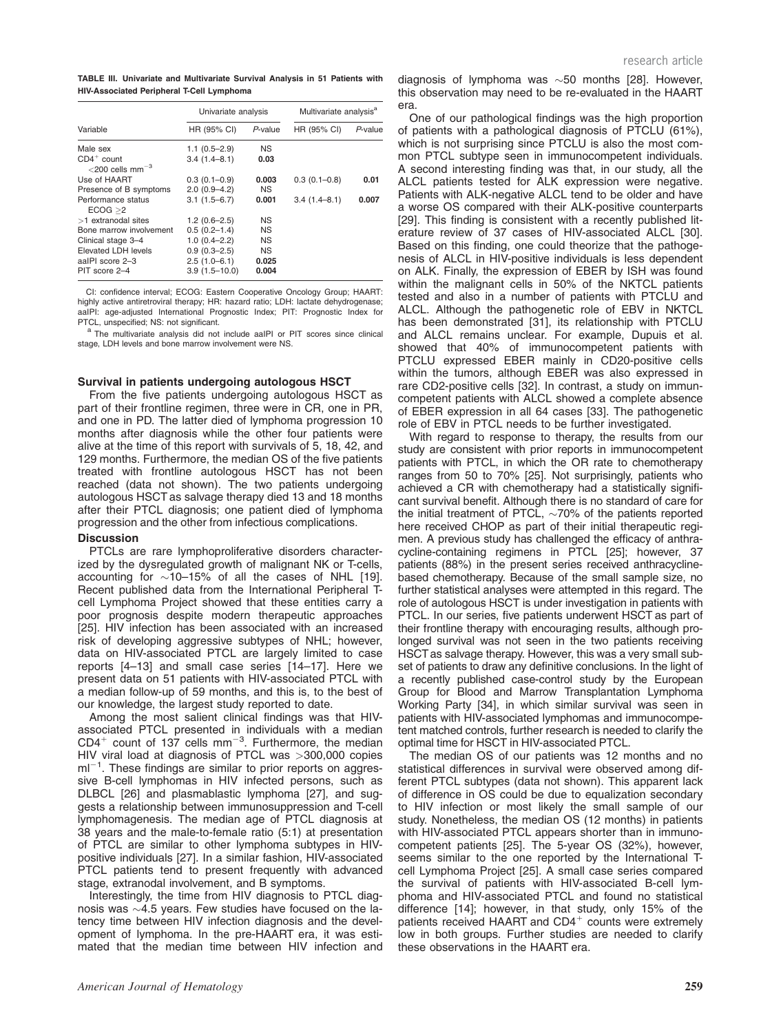**TABLE III. Univariate and Multivariate Survival Analysis in 51 Patients with HIV-Associated Peripheral T-Cell Lymphoma**

| Variable | Univariate analysis | | Multivariate analysis[a] | |
|---|---|---|---|---|
| | HR (95% CI) | *P*-value | HR (95% CI) | *P*-value |
| Male sex | 1.1 (0.5–2.9) | NS | | |
| $CD4^+$ count <200 cells $mm^{-3}$ | 3.4 (1.4–8.1) | 0.03 | | |
| Use of HAART | 0.3 (0.1–0.9) | **0.003** | 0.3 (0.1–0.8) | **0.01** |
| Presence of B symptoms | 2.0 (0.9–4.2) | NS | | |
| Performance status ECOG ≥2 | 3.1 (1.5–6.7) | **0.001** | 3.4 (1.4–8.1) | **0.007** |
| >1 extranodal sites | 1.2 (0.6–2.5) | NS | | |
| Bone marrow involvement | 0.5 (0.2–1.4) | NS | | |
| Clinical stage 3–4 | 1.0 (0.4–2.2) | NS | | |
| Elevated LDH levels | 0.9 (0.3–2.5) | NS | | |
| aaIPI score 2–3 | 2.5 (1.0–6.1) | **0.025** | | |
| PIT score 2–4 | 3.9 (1.5–10.0) | **0.004** | | |

CI: confidence interval; ECOG: Eastern Cooperative Oncology Group; HAART: highly active antiretroviral therapy; HR: hazard ratio; LDH: lactate dehydrogenase; aaIPI: age-adjusted International Prognostic Index; PIT: Prognostic Index for PTCL, unspecified; NS: not significant.

[a] The multivariate analysis did not include aaIPI or PIT scores since clinical stage, LDH levels and bone marrow involvement were NS.

### Survival in patients undergoing autologous HSCT

From the five patients undergoing autologous HSCT as part of their frontline regimen, three were in CR, one in PR, and one in PD. The latter died of lymphoma progression 10 months after diagnosis while the other four patients were alive at the time of this report with survivals of 5, 18, 42, and 129 months. Furthermore, the median OS of the five patients treated with frontline autologous HSCT has not been reached (data not shown). The two patients undergoing autologous HSCT as salvage therapy died 13 and 18 months after their PTCL diagnosis; one patient died of lymphoma progression and the other from infectious complications.

## Discussion

PTCLs are rare lymphoproliferative disorders characterized by the dysregulated growth of malignant NK or T-cells, accounting for ~10–15% of all the cases of NHL [19]. Recent published data from the International Peripheral T-cell Lymphoma Project showed that these entities carry a poor prognosis despite modern therapeutic approaches [25]. HIV infection has been associated with an increased risk of developing aggressive subtypes of NHL; however, data on HIV-associated PTCL are largely limited to case reports [4–13] and small case series [14–17]. Here we present data on 51 patients with HIV-associated PTCL with a median follow-up of 59 months, and this is, to the best of our knowledge, the largest study reported to date.

Among the most salient clinical findings was that HIV-associated PTCL presented in individuals with a median $CD4^+$ count of 137 cells $mm^{-3}$. Furthermore, the median HIV viral load at diagnosis of PTCL was >300,000 copies $ml^{-1}$. These findings are similar to prior reports on aggressive B-cell lymphomas in HIV infected persons, such as DLBCL [26] and plasmablastic lymphoma [27], and suggests a relationship between immunosuppression and T-cell lymphomagenesis. The median age of PTCL diagnosis at 38 years and the male-to-female ratio (5:1) at presentation of PTCL are similar to other lymphoma subtypes in HIV-positive individuals [27]. In a similar fashion, HIV-associated PTCL patients tend to present frequently with advanced stage, extranodal involvement, and B symptoms.

Interestingly, the time from HIV diagnosis to PTCL diagnosis was ~4.5 years. Few studies have focused on the latency time between HIV infection diagnosis and the development of lymphoma. In the pre-HAART era, it was estimated that the median time between HIV infection and diagnosis of lymphoma was ~50 months [28]. However, this observation may need to be re-evaluated in the HAART era.

One of our pathological findings was the high proportion of patients with a pathological diagnosis of PTCLU (61%), which is not surprising since PTCLU is also the most common PTCL subtype seen in immunocompetent individuals. A second interesting finding was that, in our study, all the ALCL patients tested for ALK expression were negative. Patients with ALK-negative ALCL tend to be older and have a worse OS compared with their ALK-positive counterparts [29]. This finding is consistent with a recently published literature review of 37 cases of HIV-associated ALCL [30]. Based on this finding, one could theorize that the pathogenesis of ALCL in HIV-positive individuals is less dependent on ALK. Finally, the expression of EBER by ISH was found within the malignant cells in 50% of the NKTCL patients tested and also in a number of patients with PTCLU and ALCL. Although the pathogenetic role of EBV in NKTCL has been demonstrated [31], its relationship with PTCLU and ALCL remains unclear. For example, Dupuis et al. showed that 40% of immunocompetent patients with PTCLU expressed EBER mainly in CD20-positive cells within the tumors, although EBER was also expressed in rare CD2-positive cells [32]. In contrast, a study on immuncompetent patients with ALCL showed a complete absence of EBER expression in all 64 cases [33]. The pathogenetic role of EBV in PTCL needs to be further investigated.

With regard to response to therapy, the results from our study are consistent with prior reports in immunocompetent patients with PTCL, in which the OR rate to chemotherapy ranges from 50 to 70% [25]. Not surprisingly, patients who achieved a CR with chemotherapy had a statistically significant survival benefit. Although there is no standard of care for the initial treatment of PTCL, ~70% of the patients reported here received CHOP as part of their initial therapeutic regimen. A previous study has challenged the efficacy of anthracycline-containing regimens in PTCL [25]; however, 37 patients (88%) in the present series received anthracycline-based chemotherapy. Because of the small sample size, no further statistical analyses were attempted in this regard. The role of autologous HSCT is under investigation in patients with PTCL. In our series, five patients underwent HSCT as part of their frontline therapy with encouraging results, although prolonged survival was not seen in the two patients receiving HSCT as salvage therapy. However, this was a very small subset of patients to draw any definitive conclusions. In the light of a recently published case-control study by the European Group for Blood and Marrow Transplantation Lymphoma Working Party [34], in which similar survival was seen in patients with HIV-associated lymphomas and immunocompetent matched controls, further research is needed to clarify the optimal time for HSCT in HIV-associated PTCL.

The median OS of our patients was 12 months and no statistical differences in survival were observed among different PTCL subtypes (data not shown). This apparent lack of difference in OS could be due to equalization secondary to HIV infection or most likely the small sample of our study. Nonetheless, the median OS (12 months) in patients with HIV-associated PTCL appears shorter than in immunocompetent patients [25]. The 5-year OS (32%), however, seems similar to the one reported by the International T-cell Lymphoma Project [25]. A small case series compared the survival of patients with HIV-associated B-cell lymphoma and HIV-associated PTCL and found no statistical difference [14]; however, in that study, only 15% of the patients received HAART and $CD4^+$ counts were extremely low in both groups. Further studies are needed to clarify these observations in the HAART era.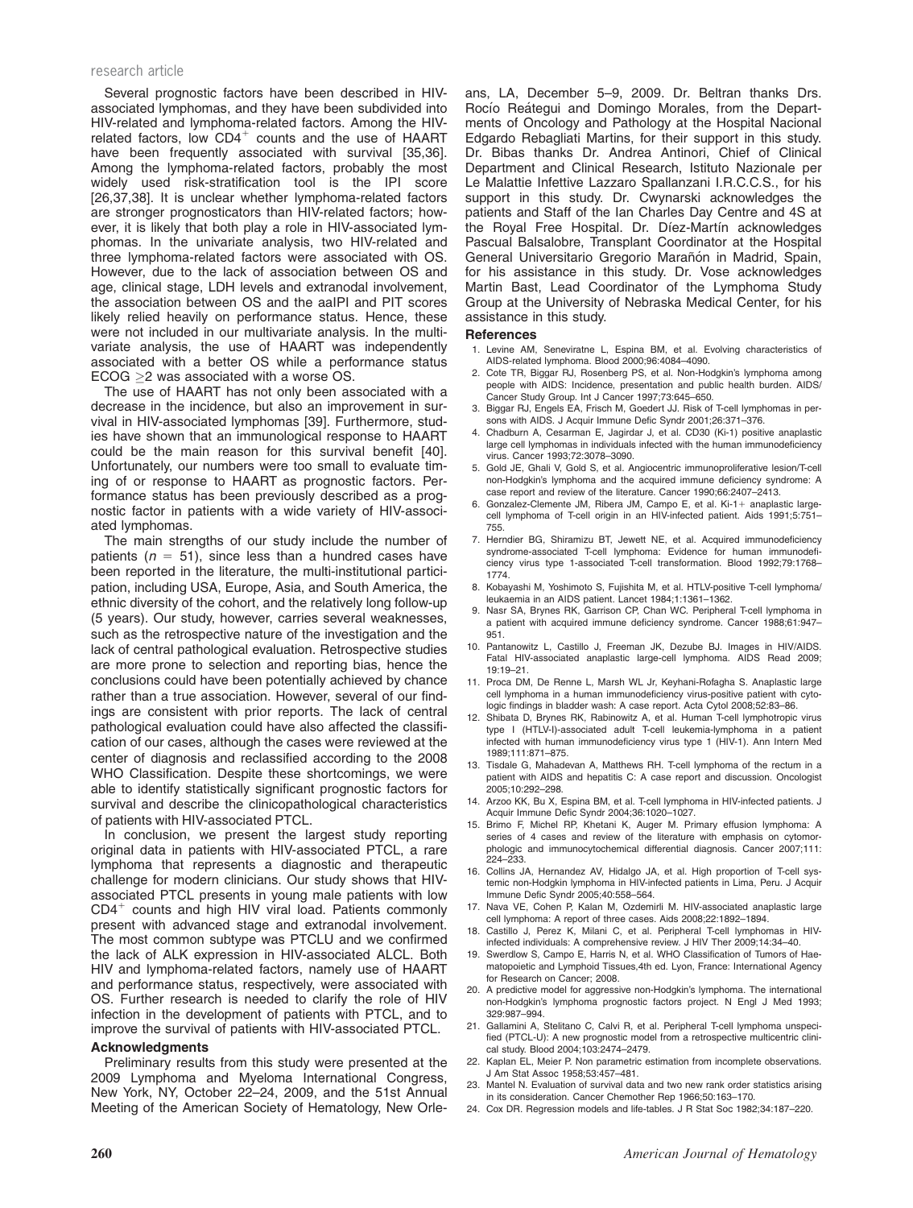Several prognostic factors have been described in HIV-associated lymphomas, and they have been subdivided into HIV-related and lymphoma-related factors. Among the HIV-related factors, low $CD4^+$ counts and the use of HAART have been frequently associated with survival [35,36]. Among the lymphoma-related factors, probably the most widely used risk-stratification tool is the IPI score [26,37,38]. It is unclear whether lymphoma-related factors are stronger prognosticators than HIV-related factors; however, it is likely that both play a role in HIV-associated lymphomas. In the univariate analysis, two HIV-related and three lymphoma-related factors were associated with OS. However, due to the lack of association between OS and age, clinical stage, LDH levels and extranodal involvement, the association between OS and the aaIPI and PIT scores likely relied heavily on performance status. Hence, these were not included in our multivariate analysis. In the multivariate analysis, the use of HAART was independently associated with a better OS while a performance status ECOG $\geq 2$ was associated with a worse OS.

The use of HAART has not only been associated with a decrease in the incidence, but also an improvement in survival in HIV-associated lymphomas [39]. Furthermore, studies have shown that an immunological response to HAART could be the main reason for this survival benefit [40]. Unfortunately, our numbers were too small to evaluate timing of or response to HAART as prognostic factors. Performance status has been previously described as a prognostic factor in patients with a wide variety of HIV-associated lymphomas.

The main strengths of our study include the number of patients ($n = 51$), since less than a hundred cases have been reported in the literature, the multi-institutional participation, including USA, Europe, Asia, and South America, the ethnic diversity of the cohort, and the relatively long follow-up (5 years). Our study, however, carries several weaknesses, such as the retrospective nature of the investigation and the lack of central pathological evaluation. Retrospective studies are more prone to selection and reporting bias, hence the conclusions could have been potentially achieved by chance rather than a true association. However, several of our findings are consistent with prior reports. The lack of central pathological evaluation could have also affected the classification of our cases, although the cases were reviewed at the center of diagnosis and reclassified according to the 2008 WHO Classification. Despite these shortcomings, we were able to identify statistically significant prognostic factors for survival and describe the clinicopathological characteristics of patients with HIV-associated PTCL.

In conclusion, we present the largest study reporting original data in patients with HIV-associated PTCL, a rare lymphoma that represents a diagnostic and therapeutic challenge for modern clinicians. Our study shows that HIV-associated PTCL presents in young male patients with low $CD4^+$ counts and high HIV viral load. Patients commonly present with advanced stage and extranodal involvement. The most common subtype was PTCLU and we confirmed the lack of ALK expression in HIV-associated ALCL. Both HIV and lymphoma-related factors, namely use of HAART and performance status, respectively, were associated with OS. Further research is needed to clarify the role of HIV infection in the development of patients with PTCL, and to improve the survival of patients with HIV-associated PTCL.

## Acknowledgments

Preliminary results from this study were presented at the 2009 Lymphoma and Myeloma International Congress, New York, NY, October 22–24, 2009, and the 51st Annual Meeting of the American Society of Hematology, New Orleans, LA, December 5–9, 2009. Dr. Beltran thanks Drs. Rocío Reátegui and Domingo Morales, from the Departments of Oncology and Pathology at the Hospital Nacional Edgardo Rebagliati Martins, for their support in this study. Dr. Bibas thanks Dr. Andrea Antinori, Chief of Clinical Department and Clinical Research, Istituto Nazionale per Le Malattie Infettive Lazzaro Spallanzani I.R.C.C.S., for his support in this study. Dr. Cwynarski acknowledges the patients and Staff of the Ian Charles Day Centre and 4S at the Royal Free Hospital. Dr. Díez-Martín acknowledges Pascual Balsalobre, Transplant Coordinator at the Hospital General Universitario Gregorio Marañón in Madrid, Spain, for his assistance in this study. Dr. Vose acknowledges Martin Bast, Lead Coordinator of the Lymphoma Study Group at the University of Nebraska Medical Center, for his assistance in this study.

## References

1. Levine AM, Seneviratne L, Espina BM, et al. Evolving characteristics of AIDS-related lymphoma. Blood 2000;96:4084–4090.
2. Cote TR, Biggar RJ, Rosenberg PS, et al. Non-Hodgkin's lymphoma among people with AIDS: Incidence, presentation and public health burden. AIDS/Cancer Study Group. Int J Cancer 1997;73:645–650.
3. Biggar RJ, Engels EA, Frisch M, Goedert JJ. Risk of T-cell lymphomas in persons with AIDS. J Acquir Immune Defic Syndr 2001;26:371–376.
4. Chadburn A, Cesarman E, Jagirdar J, et al. CD30 (Ki-1) positive anaplastic large cell lymphomas in individuals infected with the human immunodeficiency virus. Cancer 1993;72:3078–3090.
5. Gold JE, Ghali V, Gold S, et al. Angiocentric immunoproliferative lesion/T-cell non-Hodgkin's lymphoma and the acquired immune deficiency syndrome: A case report and review of the literature. Cancer 1990;66:2407–2413.
6. Gonzalez-Clemente JM, Ribera JM, Campo E, et al. Ki-1+ anaplastic large-cell lymphoma of T-cell origin in an HIV-infected patient. Aids 1991;5:751–755.
7. Herndier BG, Shiramizu BT, Jewett NE, et al. Acquired immunodeficiency syndrome-associated T-cell lymphoma: Evidence for human immunodeficiency virus type 1-associated T-cell transformation. Blood 1992;79:1768–1774.
8. Kobayashi M, Yoshimoto S, Fujishita M, et al. HTLV-positive T-cell lymphoma/leukaemia in an AIDS patient. Lancet 1984;1:1361–1362.
9. Nasr SA, Brynes RK, Garrison CP, Chan WC. Peripheral T-cell lymphoma in a patient with acquired immune deficiency syndrome. Cancer 1988;61:947–951.
10. Pantanowitz L, Castillo J, Freeman JK, Dezube BJ. Images in HIV/AIDS. Fatal HIV-associated anaplastic large-cell lymphoma. AIDS Read 2009;19:19–21.
11. Proca DM, De Renne L, Marsh WL Jr, Keyhani-Rofagha S. Anaplastic large cell lymphoma in a human immunodeficiency virus-positive patient with cytologic findings in bladder wash: A case report. Acta Cytol 2008;52:83–86.
12. Shibata D, Brynes RK, Rabinowitz A, et al. Human T-cell lymphotropic virus type I (HTLV-I)-associated adult T-cell leukemia-lymphoma in a patient infected with human immunodeficiency virus type 1 (HIV-1). Ann Intern Med 1989;111:871–875.
13. Tisdale G, Mahadevan A, Matthews RH. T-cell lymphoma of the rectum in a patient with AIDS and hepatitis C: A case report and discussion. Oncologist 2005;10:292–298.
14. Arzoo KK, Bu X, Espina BM, et al. T-cell lymphoma in HIV-infected patients. J Acquir Immune Defic Syndr 2004;36:1020–1027.
15. Brimo F, Michel RP, Khetani K, Auger M. Primary effusion lymphoma: A series of 4 cases and review of the literature with emphasis on cytomorphologic and immunocytochemical differential diagnosis. Cancer 2007;111:224–233.
16. Collins JA, Hernandez AV, Hidalgo JA, et al. High proportion of T-cell systemic non-Hodgkin lymphoma in HIV-infected patients in Lima, Peru. J Acquir Immune Defic Syndr 2005;40:558–564.
17. Nava VE, Cohen P, Kalan M, Ozdemirli M. HIV-associated anaplastic large cell lymphoma: A report of three cases. Aids 2008;22:1892–1894.
18. Castillo J, Perez K, Milani C, et al. Peripheral T-cell lymphomas in HIV-infected individuals: A comprehensive review. J HIV Ther 2009;14:34–40.
19. Swerdlow S, Campo E, Harris N, et al. WHO Classification of Tumors of Haematopoietic and Lymphoid Tissues,4th ed. Lyon, France: International Agency for Research on Cancer; 2008.
20. A predictive model for aggressive non-Hodgkin's lymphoma. The international non-Hodgkin's lymphoma prognostic factors project. N Engl J Med 1993; 329:987–994.
21. Gallamini A, Stelitano C, Calvi R, et al. Peripheral T-cell lymphoma unspecified (PTCL-U): A new prognostic model from a retrospective multicentric clinical study. Blood 2004;103:2474–2479.
22. Kaplan EL, Meier P. Non parametric estimation from incomplete observations. J Am Stat Assoc 1958;53:457–481.
23. Mantel N. Evaluation of survival data and two new rank order statistics arising in its consideration. Cancer Chemother Rep 1966;50:163–170.
24. Cox DR. Regression models and life-tables. J R Stat Soc 1982;34:187–220.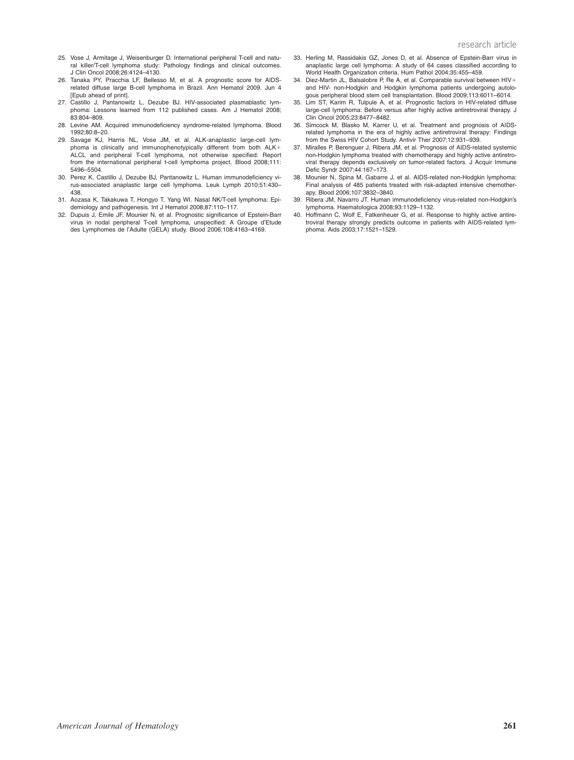25. Vose J, Armitage J, Weisenburger D. International peripheral T-cell and natural killer/T-cell lymphoma study: Pathology findings and clinical outcomes. J Clin Oncol 2008;26:4124–4130.
26. Tanaka PY, Pracchia LF, Bellesso M, et al. A prognostic score for AIDS-related diffuse large B-cell lymphoma in Brazil. Ann Hematol 2009. Jun 4 [Epub ahead of print].
27. Castillo J, Pantanowitz L, Dezube BJ. HIV-associated plasmablastic lymphoma: Lessons learned from 112 published cases. Am J Hematol 2008; 83:804–809.
28. Levine AM. Acquired immunodeficiency syndrome-related lymphoma. Blood 1992;80:8–20.
29. Savage KJ, Harris NL, Vose JM, et al. ALK-anaplastic large-cell lymphoma is clinically and immunophenotypically different from both ALK+ ALCL and peripheral T-cell lymphoma, not otherwise specified: Report from the international peripheral t-cell lymphoma project. Blood 2008;111: 5496–5504.
30. Perez K, Castillo J, Dezube BJ, Pantanowitz L. Human immunodeficiency virus-associated anaplastic large cell lymphoma. Leuk Lymph 2010;51:430–438.
31. Aozasa K, Takakuwa T, Hongyo T, Yang WI. Nasal NK/T-cell lymphoma: Epidemiology and pathogenesis. Int J Hematol 2008;87:110–117.
32. Dupuis J, Emile JF, Mounier N, et al. Prognostic significance of Epstein-Barr virus in nodal peripheral T-cell lymphoma, unspecified: A Groupe d'Etude des Lymphomes de l'Adulte (GELA) study. Blood 2006;108:4163–4169.
33. Herling M, Rassidakis GZ, Jones D, et al. Absence of Epstein-Barr virus in anaplastic large cell lymphoma: A study of 64 cases classified according to World Health Organization criteria. Hum Pathol 2004;35:455–459.
34. Diez-Martin JL, Balsalobre P, Re A, et al. Comparable survival between HIV+ and HIV- non-Hodgkin and Hodgkin lymphoma patients undergoing autologous peripheral blood stem cell transplantation. Blood 2009;113:6011–6014.
35. Lim ST, Karim R, Tulpule A, et al. Prognostic factors in HIV-related diffuse large-cell lymphoma: Before versus after highly active antiretroviral therapy. J Clin Oncol 2005;23:8477–8482.
36. Simcock M, Blasko M, Karrer U, et al. Treatment and prognosis of AIDS-related lymphoma in the era of highly active antiretroviral therapy: Findings from the Swiss HIV Cohort Study. Antivir Ther 2007;12:931–939.
37. Miralles P, Berenguer J, Ribera JM, et al. Prognosis of AIDS-related systemic non-Hodgkin lymphoma treated with chemotherapy and highly active antiretroviral therapy depends exclusively on tumor-related factors. J Acquir Immune Defic Syndr 2007;44:167–173.
38. Mounier N, Spina M, Gabarre J, et al. AIDS-related non-Hodgkin lymphoma: Final analysis of 485 patients treated with risk-adapted intensive chemotherapy. Blood 2006;107:3832–3840.
39. Ribera JM, Navarro JT. Human immunodeficiency virus-related non-Hodgkin's lymphoma. Haematologica 2008;93:1129–1132.
40. Hoffmann C, Wolf E, Fatkenheuer G, et al. Response to highly active antiretroviral therapy strongly predicts outcome in patients with AIDS-related lymphoma. Aids 2003;17:1521–1529.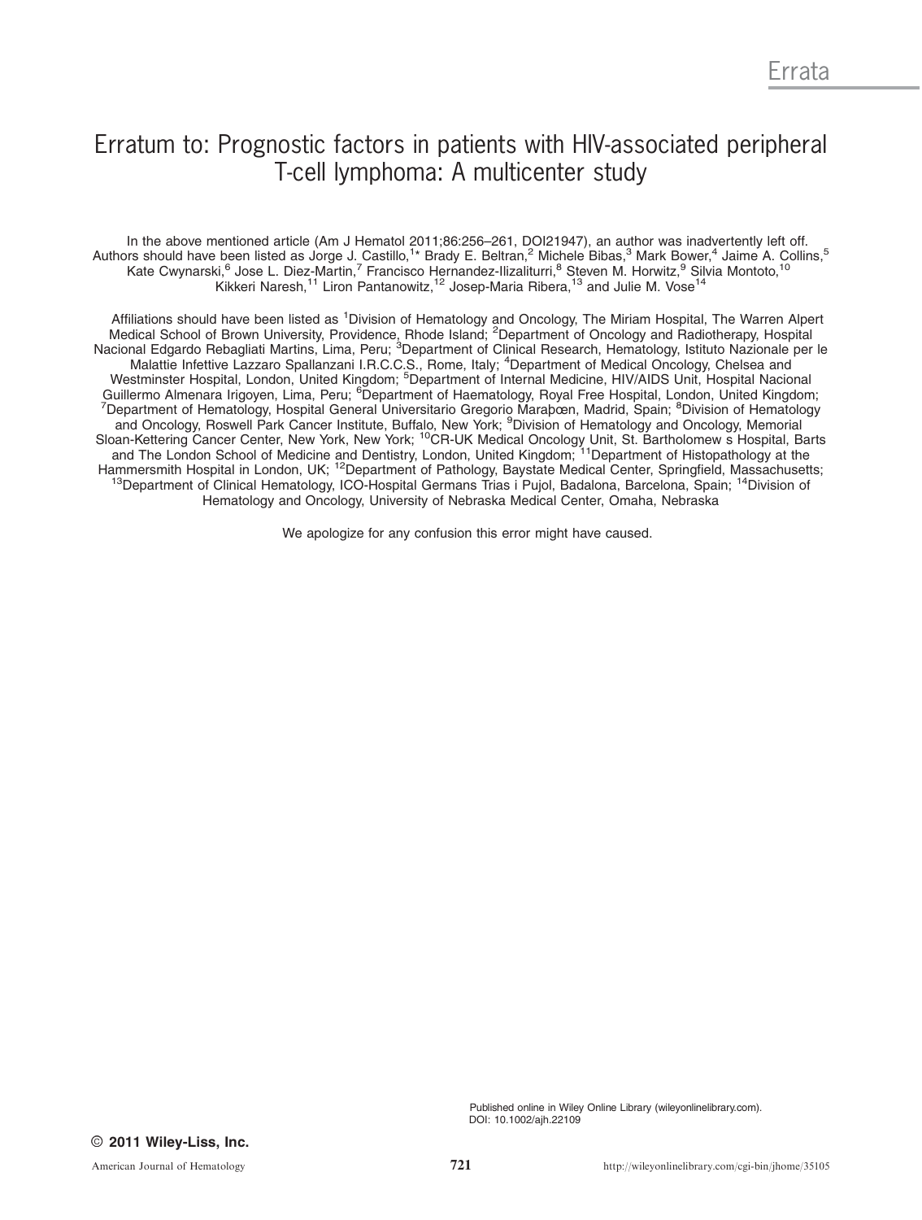# Erratum to: Prognostic factors in patients with HIV-associated peripheral T-cell lymphoma: A multicenter study

In the above mentioned article (Am J Hematol 2011;86:256–261, DOI21947), an author was inadvertently left off. Authors should have been listed as Jorge J. Castillo,[1]* Brady E. Beltran,[2] Michele Bibas,[3] Mark Bower,[4] Jaime A. Collins,[5] Kate Cwynarski,[6] Jose L. Diez-Martin,[7] Francisco Hernandez-Ilizaliturri,[8] Steven M. Horwitz,[9] Silvia Montoto,[10] Kikkeri Naresh,[11] Liron Pantanowitz,[12] Josep-Maria Ribera,[13] and Julie M. Vose[14]

Affiliations should have been listed as [1]Division of Hematology and Oncology, The Miriam Hospital, The Warren Alpert Medical School of Brown University, Providence, Rhode Island; [2]Department of Oncology and Radiotherapy, Hospital Nacional Edgardo Rebagliati Martins, Lima, Peru; [3]Department of Clinical Research, Hematology, Istituto Nazionale per le Malattie Infettive Lazzaro Spallanzani I.R.C.C.S., Rome, Italy; [4]Department of Medical Oncology, Chelsea and Westminster Hospital, London, United Kingdom; [5]Department of Internal Medicine, HIV/AIDS Unit, Hospital Nacional Guillermo Almenara Irigoyen, Lima, Peru; [6]Department of Haematology, Royal Free Hospital, London, United Kingdom; [7]Department of Hematology, Hospital General Universitario Gregorio Maraþœn, Madrid, Spain; [8]Division of Hematology and Oncology, Roswell Park Cancer Institute, Buffalo, New York; [9]Division of Hematology and Oncology, Memorial Sloan-Kettering Cancer Center, New York, New York; [10]CR-UK Medical Oncology Unit, St. Bartholomew s Hospital, Barts and The London School of Medicine and Dentistry, London, United Kingdom; [11]Department of Histopathology at the Hammersmith Hospital in London, UK; [12]Department of Pathology, Baystate Medical Center, Springfield, Massachusetts; [13]Department of Clinical Hematology, ICO-Hospital Germans Trias i Pujol, Badalona, Barcelona, Spain; [14]Division of Hematology and Oncology, University of Nebraska Medical Center, Omaha, Nebraska

We apologize for any confusion this error might have caused.

Published online in Wiley Online Library (wileyonlinelibrary.com).
DOI: 10.1002/ajh.22109

© 2011 Wiley-Liss, Inc.